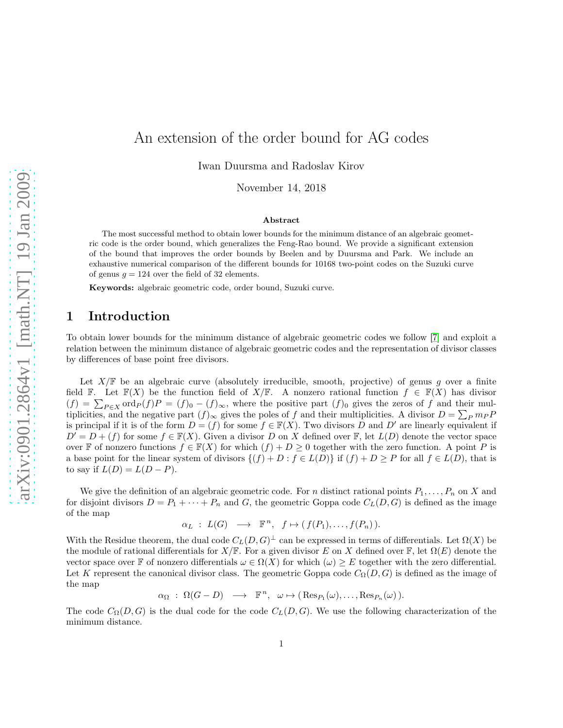# An extension of the order bound for AG codes

Iwan Duursma and Radoslav Kirov

November 14, 2018

**Abstract**

The most successful method to obtain lower bounds for the minimum distance of an algebraic geometric code is the order bound, which generalizes the Feng-Rao bound. We provide a significant extension of the bound that improves the order bounds by Beelen and by Duursma and Park. We include an exhaustive numerical comparison of the different bounds for 10168 two-point codes on the Suzuki curve of genus $g = 124$ over the field of 32 elements.

**Keywords:** algebraic geometric code, order bound, Suzuki curve.

## 1 Introduction

To obtain lower bounds for the minimum distance of algebraic geometric codes we follow [7] and exploit a relation between the minimum distance of algebraic geometric codes and the representation of divisor classes by differences of base point free divisors.

Let $X/\mathbb{F}$ be an algebraic curve (absolutely irreducible, smooth, projective) of genus $g$ over a finite field $\mathbb{F}$. Let $\mathbb{F}(X)$ be the function field of $X/\mathbb{F}$. A nonzero rational function $f \in \mathbb{F}(X)$ has divisor $(f) = \sum_{P \in X} \mathrm{ord}_P(f)P = (f)_0 - (f)_\infty$, where the positive part $(f)_0$ gives the zeros of $f$ and their multiplicities, and the negative part $(f)_\infty$ gives the poles of $f$ and their multiplicities. A divisor $D = \sum_P m_P P$ is principal if it is of the form $D = (f)$ for some $f \in \mathbb{F}(X)$. Two divisors $D$ and $D'$ are linearly equivalent if $D' = D + (f)$ for some $f \in \mathbb{F}(X)$. Given a divisor $D$ on $X$ defined over $\mathbb{F}$, let $L(D)$ denote the vector space over $\mathbb{F}$ of nonzero functions $f \in \mathbb{F}(X)$ for which $(f) + D \geq 0$ together with the zero function. A point $P$ is a base point for the linear system of divisors $\{(f) + D : f \in L(D)\}$ if $(f) + D \geq P$ for all $f \in L(D)$, that is to say if $L(D) = L(D - P)$.

We give the definition of an algebraic geometric code. For $n$ distinct rational points $P_1, \ldots, P_n$ on $X$ and for disjoint divisors $D = P_1 + \cdots + P_n$ and $G$, the geometric Goppa code $C_L(D, G)$ is defined as the image of the map

$$\alpha_L \ : \ L(G) \ \longrightarrow \ \mathbb{F}^n, \ \ f \mapsto (\, f(P_1), \ldots, f(P_n)\,).$$

With the Residue theorem, the dual code $C_L(D, G)^\perp$ can be expressed in terms of differentials. Let $\Omega(X)$ be the module of rational differentials for $X/\mathbb{F}$. For a given divisor $E$ on $X$ defined over $\mathbb{F}$, let $\Omega(E)$ denote the vector space over $\mathbb{F}$ of nonzero differentials $\omega \in \Omega(X)$ for which $(\omega) \geq E$ together with the zero differential. Let $K$ represent the canonical divisor class. The geometric Goppa code $C_\Omega(D, G)$ is defined as the image of the map

$$\alpha_\Omega \ : \ \Omega(G - D) \ \longrightarrow \ \mathbb{F}^n, \ \ \omega \mapsto (\, \mathrm{Res}_{P_1}(\omega), \ldots, \mathrm{Res}_{P_n}(\omega)\,).$$

The code $C_\Omega(D, G)$ is the dual code for the code $C_L(D, G)$. We use the following characterization of the minimum distance.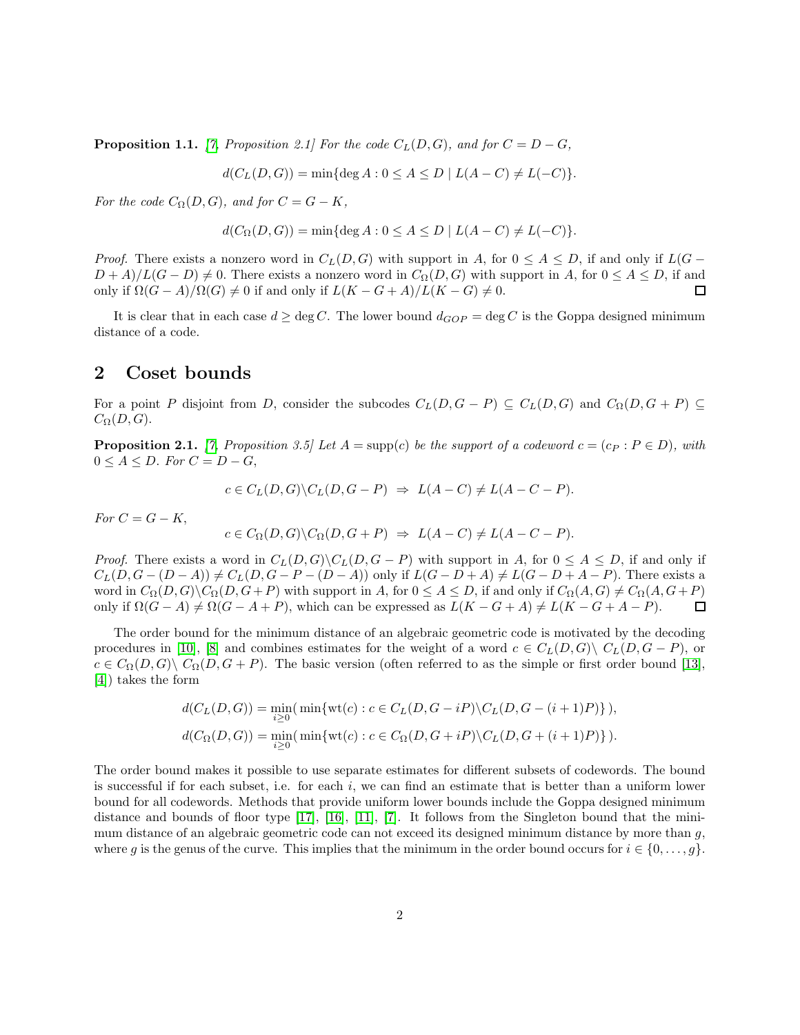**Proposition 1.1.** *[7, Proposition 2.1] For the code $C_L(D,G)$, and for $C = D - G$,*

$$d(C_L(D,G)) = \min\{\deg A : 0 \leq A \leq D \mid L(A-C) \neq L(-C)\}.$$

*For the code $C_\Omega(D,G)$, and for $C = G - K$,*

$$d(C_\Omega(D,G)) = \min\{\deg A : 0 \leq A \leq D \mid L(A-C) \neq L(-C)\}.$$

*Proof.* There exists a nonzero word in $C_L(D,G)$ with support in $A$, for $0 \leq A \leq D$, if and only if $L(G - D + A)/L(G-D) \neq 0$. There exists a nonzero word in $C_\Omega(D,G)$ with support in $A$, for $0 \leq A \leq D$, if and only if $\Omega(G-A)/\Omega(G) \neq 0$ if and only if $L(K-G+A)/L(K-G) \neq 0$. □

It is clear that in each case $d \geq \deg C$. The lower bound $d_{GOP} = \deg C$ is the Goppa designed minimum distance of a code.

## 2 Coset bounds

For a point $P$ disjoint from $D$, consider the subcodes $C_L(D, G-P) \subseteq C_L(D,G)$ and $C_\Omega(D, G+P) \subseteq C_\Omega(D,G)$.

**Proposition 2.1.** *[7, Proposition 3.5] Let $A = \text{supp}(c)$ be the support of a codeword $c = (c_P : P \in D)$, with $0 \leq A \leq D$. For $C = D - G$,*

$$c \in C_L(D,G) \backslash C_L(D, G-P) \;\Rightarrow\; L(A-C) \neq L(A-C-P).$$

*For $C = G - K$,*

$$c \in C_\Omega(D,G) \backslash C_\Omega(D, G+P) \;\Rightarrow\; L(A-C) \neq L(A-C-P).$$

*Proof.* There exists a word in $C_L(D,G) \backslash C_L(D,G-P)$ with support in $A$, for $0 \leq A \leq D$, if and only if $C_L(D, G-(D-A)) \neq C_L(D, G-P-(D-A))$ only if $L(G-D+A) \neq L(G-D+A-P)$. There exists a word in $C_\Omega(D,G) \backslash C_\Omega(D,G+P)$ with support in $A$, for $0 \leq A \leq D$, if and only if $C_\Omega(A,G) \neq C_\Omega(A, G+P)$ only if $\Omega(G-A) \neq \Omega(G-A+P)$, which can be expressed as $L(K-G+A) \neq L(K-G+A-P)$. □

The order bound for the minimum distance of an algebraic geometric code is motivated by the decoding procedures in [10], [8] and combines estimates for the weight of a word $c \in C_L(D,G) \backslash\, C_L(D,G-P)$, or $c \in C_\Omega(D,G) \backslash\, C_\Omega(D,G+P)$. The basic version (often referred to as the simple or first order bound [13], [4]) takes the form

$$d(C_L(D,G)) = \min_{i \geq 0}(\,\min\{\text{wt}(c) : c \in C_L(D, G-iP) \backslash C_L(D, G-(i+1)P)\}\,),$$
$$d(C_\Omega(D,G)) = \min_{i \geq 0}(\,\min\{\text{wt}(c) : c \in C_\Omega(D, G+iP) \backslash C_L(D, G+(i+1)P)\}\,).$$

The order bound makes it possible to use separate estimates for different subsets of codewords. The bound is successful if for each subset, i.e. for each $i$, we can find an estimate that is better than a uniform lower bound for all codewords. Methods that provide uniform lower bounds include the Goppa designed minimum distance and bounds of floor type [17], [16], [11], [7]. It follows from the Singleton bound that the minimum distance of an algebraic geometric code can not exceed its designed minimum distance by more than $g$, where $g$ is the genus of the curve. This implies that the minimum in the order bound occurs for $i \in \{0, \ldots, g\}$.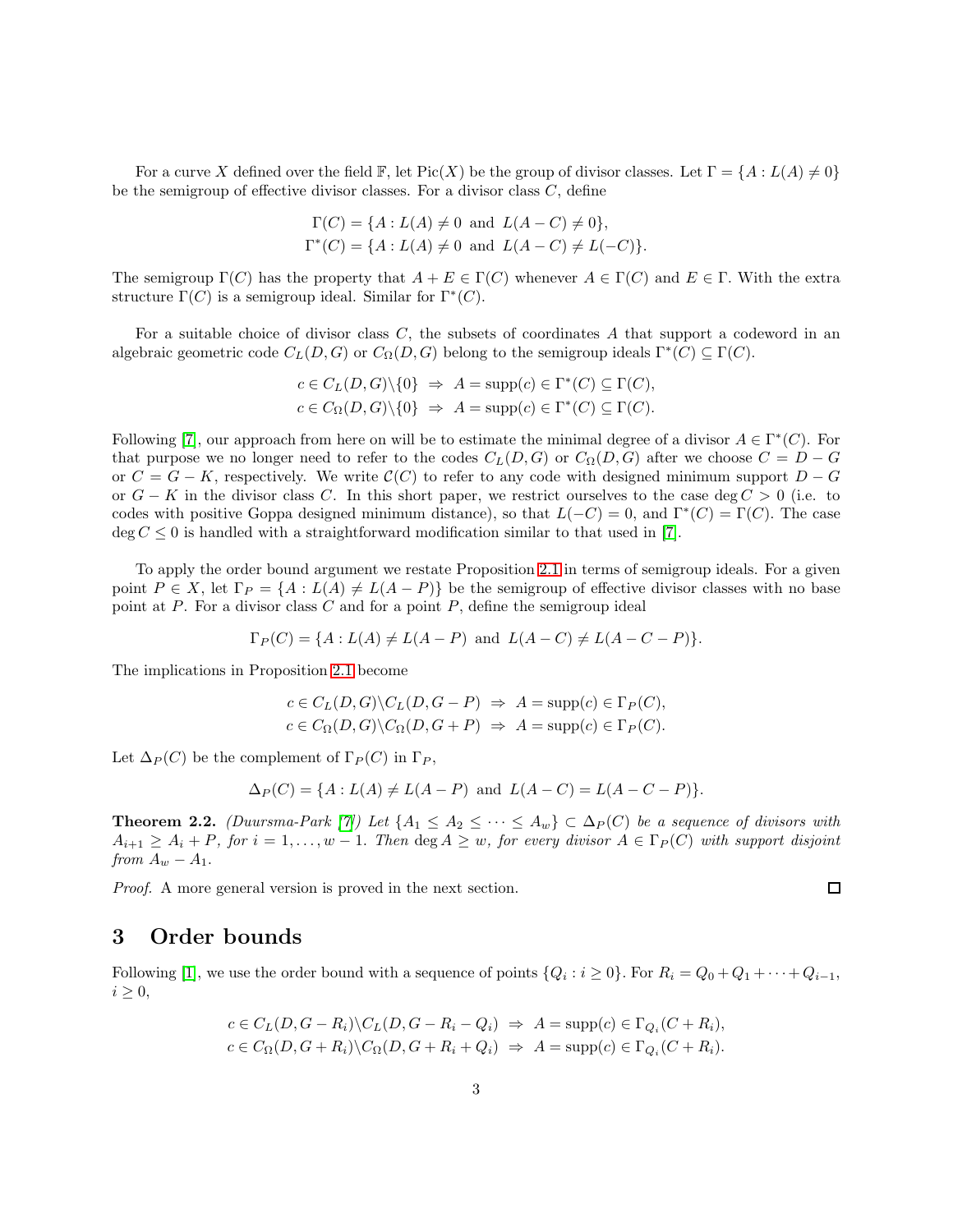For a curve $X$ defined over the field $\mathbb{F}$, let $\mathrm{Pic}(X)$ be the group of divisor classes. Let $\Gamma = \{A : L(A) \neq 0\}$ be the semigroup of effective divisor classes. For a divisor class $C$, define

$$\Gamma(C) = \{A : L(A) \neq 0 \text{ and } L(A - C) \neq 0\},$$
$$\Gamma^*(C) = \{A : L(A) \neq 0 \text{ and } L(A - C) \neq L(-C)\}.$$

The semigroup $\Gamma(C)$ has the property that $A + E \in \Gamma(C)$ whenever $A \in \Gamma(C)$ and $E \in \Gamma$. With the extra structure $\Gamma(C)$ is a semigroup ideal. Similar for $\Gamma^*(C)$.

For a suitable choice of divisor class $C$, the subsets of coordinates $A$ that support a codeword in an algebraic geometric code $C_L(D,G)$ or $C_\Omega(D,G)$ belong to the semigroup ideals $\Gamma^*(C) \subseteq \Gamma(C)$.

$$c \in C_L(D,G)\backslash\{0\} \;\Rightarrow\; A = \mathrm{supp}(c) \in \Gamma^*(C) \subseteq \Gamma(C),$$
$$c \in C_\Omega(D,G)\backslash\{0\} \;\Rightarrow\; A = \mathrm{supp}(c) \in \Gamma^*(C) \subseteq \Gamma(C).$$

Following [7], our approach from here on will be to estimate the minimal degree of a divisor $A \in \Gamma^*(C)$. For that purpose we no longer need to refer to the codes $C_L(D,G)$ or $C_\Omega(D,G)$ after we choose $C = D - G$ or $C = G - K$, respectively. We write $\mathcal{C}(C)$ to refer to any code with designed minimum support $D - G$ or $G - K$ in the divisor class $C$. In this short paper, we restrict ourselves to the case $\deg C > 0$ (i.e. to codes with positive Goppa designed minimum distance), so that $L(-C) = 0$, and $\Gamma^*(C) = \Gamma(C)$. The case $\deg C \leq 0$ is handled with a straightforward modification similar to that used in [7].

To apply the order bound argument we restate Proposition 2.1 in terms of semigroup ideals. For a given point $P \in X$, let $\Gamma_P = \{A : L(A) \neq L(A - P)\}$ be the semigroup of effective divisor classes with no base point at $P$. For a divisor class $C$ and for a point $P$, define the semigroup ideal

$$\Gamma_P(C) = \{A : L(A) \neq L(A - P) \text{ and } L(A - C) \neq L(A - C - P)\}.$$

The implications in Proposition 2.1 become

$$c \in C_L(D,G)\backslash C_L(D,G-P) \;\Rightarrow\; A = \mathrm{supp}(c) \in \Gamma_P(C),$$
$$c \in C_\Omega(D,G)\backslash C_\Omega(D,G+P) \;\Rightarrow\; A = \mathrm{supp}(c) \in \Gamma_P(C).$$

Let $\Delta_P(C)$ be the complement of $\Gamma_P(C)$ in $\Gamma_P$,

$$\Delta_P(C) = \{A : L(A) \neq L(A - P) \text{ and } L(A - C) = L(A - C - P)\}.$$

**Theorem 2.2.** *(Duursma-Park [7]) Let $\{A_1 \leq A_2 \leq \cdots \leq A_w\} \subset \Delta_P(C)$ be a sequence of divisors with $A_{i+1} \geq A_i + P$, for $i = 1, \ldots, w-1$. Then $\deg A \geq w$, for every divisor $A \in \Gamma_P(C)$ with support disjoint from $A_w - A_1$.*

*Proof.* A more general version is proved in the next section. ☐

# 3 Order bounds

Following [1], we use the order bound with a sequence of points $\{Q_i : i \geq 0\}$. For $R_i = Q_0 + Q_1 + \cdots + Q_{i-1}$, $i \geq 0$,

$$c \in C_L(D, G - R_i)\backslash C_L(D, G - R_i - Q_i) \;\Rightarrow\; A = \mathrm{supp}(c) \in \Gamma_{Q_i}(C + R_i),$$
$$c \in C_\Omega(D, G + R_i)\backslash C_\Omega(D, G + R_i + Q_i) \;\Rightarrow\; A = \mathrm{supp}(c) \in \Gamma_{Q_i}(C + R_i).$$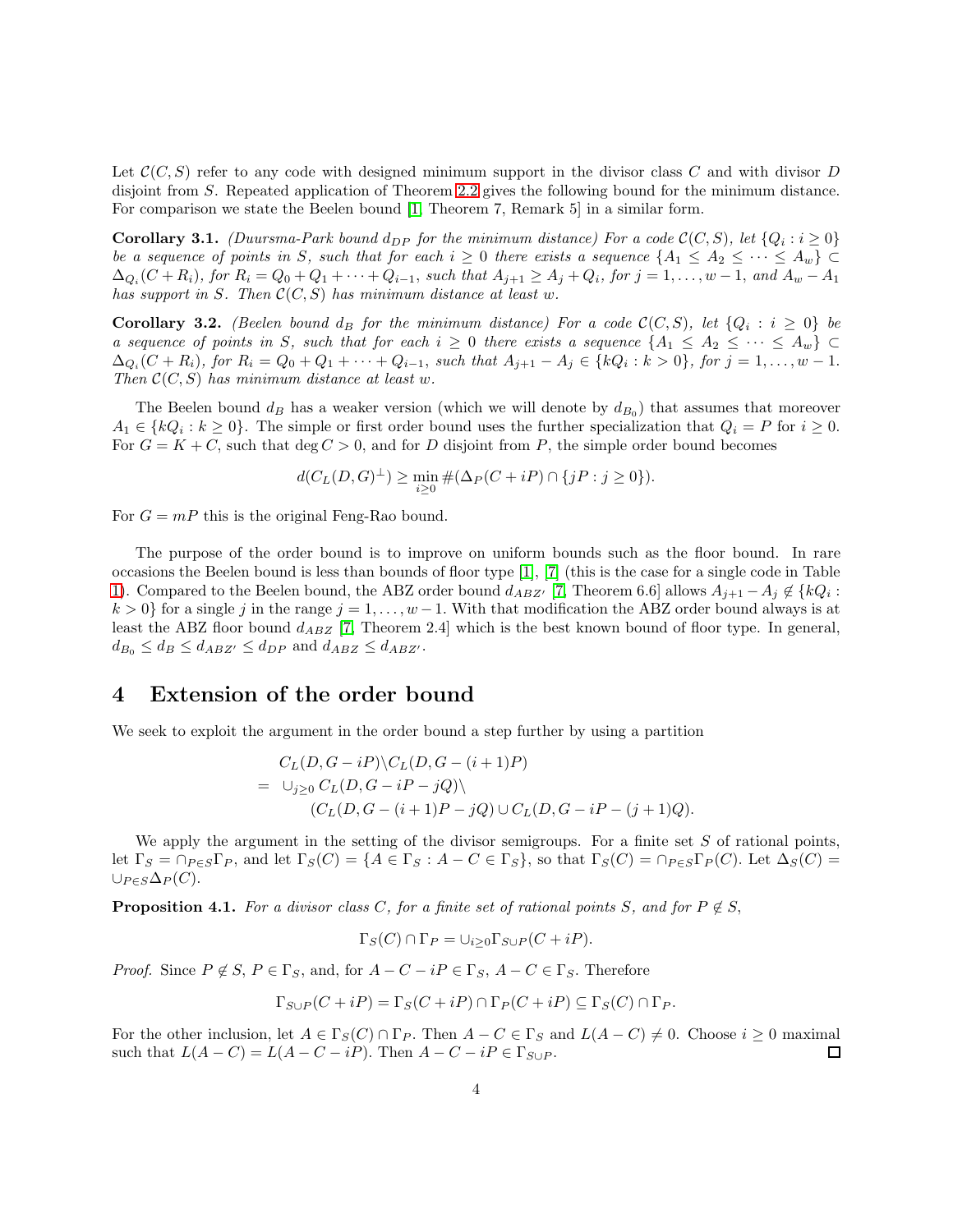Let $\mathcal{C}(C,S)$ refer to any code with designed minimum support in the divisor class $C$ and with divisor $D$ disjoint from $S$. Repeated application of Theorem 2.2 gives the following bound for the minimum distance. For comparison we state the Beelen bound [1, Theorem 7, Remark 5] in a similar form.

**Corollary 3.1.** *(Duursma-Park bound $d_{DP}$ for the minimum distance) For a code $\mathcal{C}(C,S)$, let $\{Q_i : i \geq 0\}$ be a sequence of points in $S$, such that for each $i \geq 0$ there exists a sequence $\{A_1 \leq A_2 \leq \cdots \leq A_w\} \subset \Delta_{Q_i}(C + R_i)$, for $R_i = Q_0 + Q_1 + \cdots + Q_{i-1}$, such that $A_{j+1} \geq A_j + Q_i$, for $j = 1, \ldots, w-1$, and $A_w - A_1$ has support in $S$. Then $\mathcal{C}(C,S)$ has minimum distance at least $w$.*

**Corollary 3.2.** *(Beelen bound $d_B$ for the minimum distance) For a code $\mathcal{C}(C,S)$, let $\{Q_i : i \geq 0\}$ be a sequence of points in $S$, such that for each $i \geq 0$ there exists a sequence $\{A_1 \leq A_2 \leq \cdots \leq A_w\} \subset \Delta_{Q_i}(C + R_i)$, for $R_i = Q_0 + Q_1 + \cdots + Q_{i-1}$, such that $A_{j+1} - A_j \in \{kQ_i : k > 0\}$, for $j = 1, \ldots, w-1$. Then $\mathcal{C}(C,S)$ has minimum distance at least $w$.*

The Beelen bound $d_B$ has a weaker version (which we will denote by $d_{B_0}$) that assumes that moreover $A_1 \in \{kQ_i : k \geq 0\}$. The simple or first order bound uses the further specialization that $Q_i = P$ for $i \geq 0$. For $G = K + C$, such that $\deg C > 0$, and for $D$ disjoint from $P$, the simple order bound becomes

$$d(C_L(D,G)^\perp) \geq \min_{i \geq 0} \#(\Delta_P(C + iP) \cap \{jP : j \geq 0\}).$$

For $G = mP$ this is the original Feng-Rao bound.

The purpose of the order bound is to improve on uniform bounds such as the floor bound. In rare occasions the Beelen bound is less than bounds of floor type [1], [7] (this is the case for a single code in Table 1). Compared to the Beelen bound, the ABZ order bound $d_{ABZ'}$ [7, Theorem 6.6] allows $A_{j+1} - A_j \notin \{kQ_i : k > 0\}$ for a single $j$ in the range $j = 1, \ldots, w-1$. With that modification the ABZ order bound always is at least the ABZ floor bound $d_{ABZ}$ [7, Theorem 2.4] which is the best known bound of floor type. In general, $d_{B_0} \leq d_B \leq d_{ABZ'} \leq d_{DP}$ and $d_{ABZ} \leq d_{ABZ'}$.

# 4 Extension of the order bound

We seek to exploit the argument in the order bound a step further by using a partition

$$\begin{aligned} & C_L(D, G - iP) \backslash C_L(D, G - (i+1)P) \\ = \ & \cup_{j \geq 0} C_L(D, G - iP - jQ) \backslash \\ & \qquad (C_L(D, G - (i+1)P - jQ) \cup C_L(D, G - iP - (j+1)Q). \end{aligned}$$

We apply the argument in the setting of the divisor semigroups. For a finite set $S$ of rational points, let $\Gamma_S = \cap_{P \in S} \Gamma_P$, and let $\Gamma_S(C) = \{A \in \Gamma_S : A - C \in \Gamma_S\}$, so that $\Gamma_S(C) = \cap_{P \in S} \Gamma_P(C)$. Let $\Delta_S(C) = \cup_{P \in S} \Delta_P(C)$.

**Proposition 4.1.** *For a divisor class $C$, for a finite set of rational points $S$, and for $P \notin S$,*

$$\Gamma_S(C) \cap \Gamma_P = \cup_{i \geq 0} \Gamma_{S \cup P}(C + iP).$$

*Proof.* Since $P \notin S$, $P \in \Gamma_S$, and, for $A - C - iP \in \Gamma_S$, $A - C \in \Gamma_S$. Therefore

$$\Gamma_{S \cup P}(C + iP) = \Gamma_S(C + iP) \cap \Gamma_P(C + iP) \subseteq \Gamma_S(C) \cap \Gamma_P.$$

For the other inclusion, let $A \in \Gamma_S(C) \cap \Gamma_P$. Then $A - C \in \Gamma_S$ and $L(A - C) \neq 0$. Choose $i \geq 0$ maximal such that $L(A - C) = L(A - C - iP)$. Then $A - C - iP \in \Gamma_{S \cup P}$. $\square$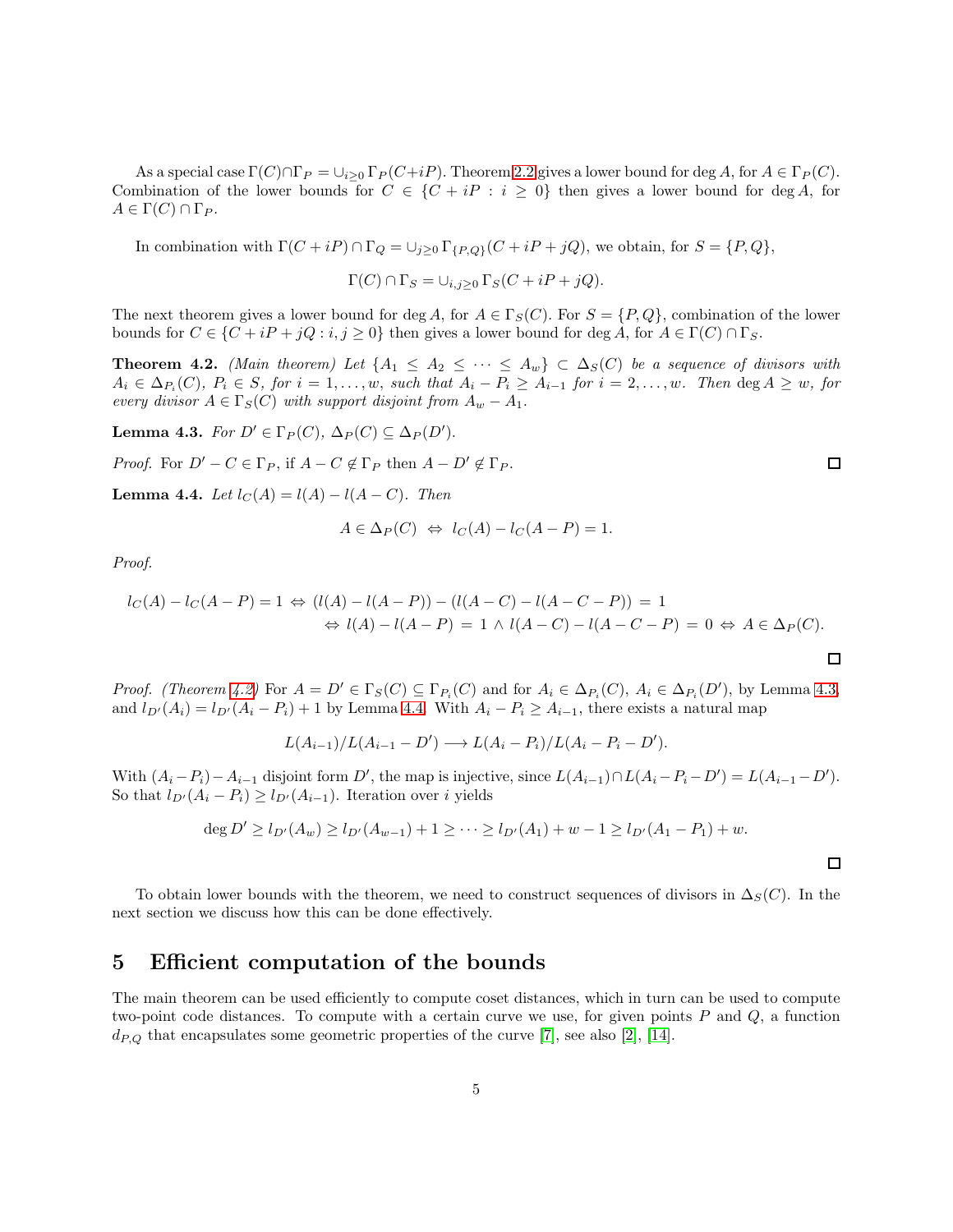As a special case $\Gamma(C) \cap \Gamma_P = \cup_{i \geq 0} \Gamma_P(C+iP)$. Theorem 2.2 gives a lower bound for $\deg A$, for $A \in \Gamma_P(C)$. Combination of the lower bounds for $C \in \{C + iP : i \geq 0\}$ then gives a lower bound for $\deg A$, for $A \in \Gamma(C) \cap \Gamma_P$.

In combination with $\Gamma(C + iP) \cap \Gamma_Q = \cup_{j \geq 0} \Gamma_{\{P,Q\}}(C + iP + jQ)$, we obtain, for $S = \{P, Q\}$,

$$\Gamma(C) \cap \Gamma_S = \cup_{i,j \geq 0} \Gamma_S(C + iP + jQ).$$

The next theorem gives a lower bound for $\deg A$, for $A \in \Gamma_S(C)$. For $S = \{P, Q\}$, combination of the lower bounds for $C \in \{C + iP + jQ : i, j \geq 0\}$ then gives a lower bound for $\deg A$, for $A \in \Gamma(C) \cap \Gamma_S$.

**Theorem 4.2.** *(Main theorem) Let $\{A_1 \leq A_2 \leq \cdots \leq A_w\} \subset \Delta_S(C)$ be a sequence of divisors with $A_i \in \Delta_{P_i}(C)$, $P_i \in S$, for $i = 1, \ldots, w$, such that $A_i - P_i \geq A_{i-1}$ for $i = 2, \ldots, w$. Then $\deg A \geq w$, for every divisor $A \in \Gamma_S(C)$ with support disjoint from $A_w - A_1$.*

**Lemma 4.3.** *For $D' \in \Gamma_P(C)$, $\Delta_P(C) \subseteq \Delta_P(D')$.*

*Proof.* For $D' - C \in \Gamma_P$, if $A - C \notin \Gamma_P$ then $A - D' \notin \Gamma_P$. □

**Lemma 4.4.** *Let $l_C(A) = l(A) - l(A - C)$. Then*

$$A \in \Delta_P(C) \;\Leftrightarrow\; l_C(A) - l_C(A - P) = 1.$$

*Proof.*

$$\begin{aligned}
l_C(A) - l_C(A-P) = 1 \;\Leftrightarrow\; & (l(A) - l(A-P)) - (l(A-C) - l(A-C-P)) \;=\; 1 \\
\Leftrightarrow\; & l(A) - l(A-P) \;=\; 1 \;\wedge\; l(A-C) - l(A-C-P) \;=\; 0 \;\Leftrightarrow\; A \in \Delta_P(C).
\end{aligned}$$

□

*Proof. (Theorem 4.2)* For $A = D' \in \Gamma_S(C) \subseteq \Gamma_{P_i}(C)$ and for $A_i \in \Delta_{P_i}(C)$, $A_i \in \Delta_{P_i}(D')$, by Lemma 4.3, and $l_{D'}(A_i) = l_{D'}(A_i - P_i) + 1$ by Lemma 4.4. With $A_i - P_i \geq A_{i-1}$, there exists a natural map

$$L(A_{i-1})/L(A_{i-1} - D') \longrightarrow L(A_i - P_i)/L(A_i - P_i - D').$$

With $(A_i - P_i) - A_{i-1}$ disjoint form $D'$, the map is injective, since $L(A_{i-1}) \cap L(A_i - P_i - D') = L(A_{i-1} - D')$. So that $l_{D'}(A_i - P_i) \geq l_{D'}(A_{i-1})$. Iteration over $i$ yields

$$\deg D' \geq l_{D'}(A_w) \geq l_{D'}(A_{w-1}) + 1 \geq \cdots \geq l_{D'}(A_1) + w - 1 \geq l_{D'}(A_1 - P_1) + w.$$

□

To obtain lower bounds with the theorem, we need to construct sequences of divisors in $\Delta_S(C)$. In the next section we discuss how this can be done effectively.

## 5 Efficient computation of the bounds

The main theorem can be used efficiently to compute coset distances, which in turn can be used to compute two-point code distances. To compute with a certain curve we use, for given points $P$ and $Q$, a function $d_{P,Q}$ that encapsulates some geometric properties of the curve [7], see also [2], [14].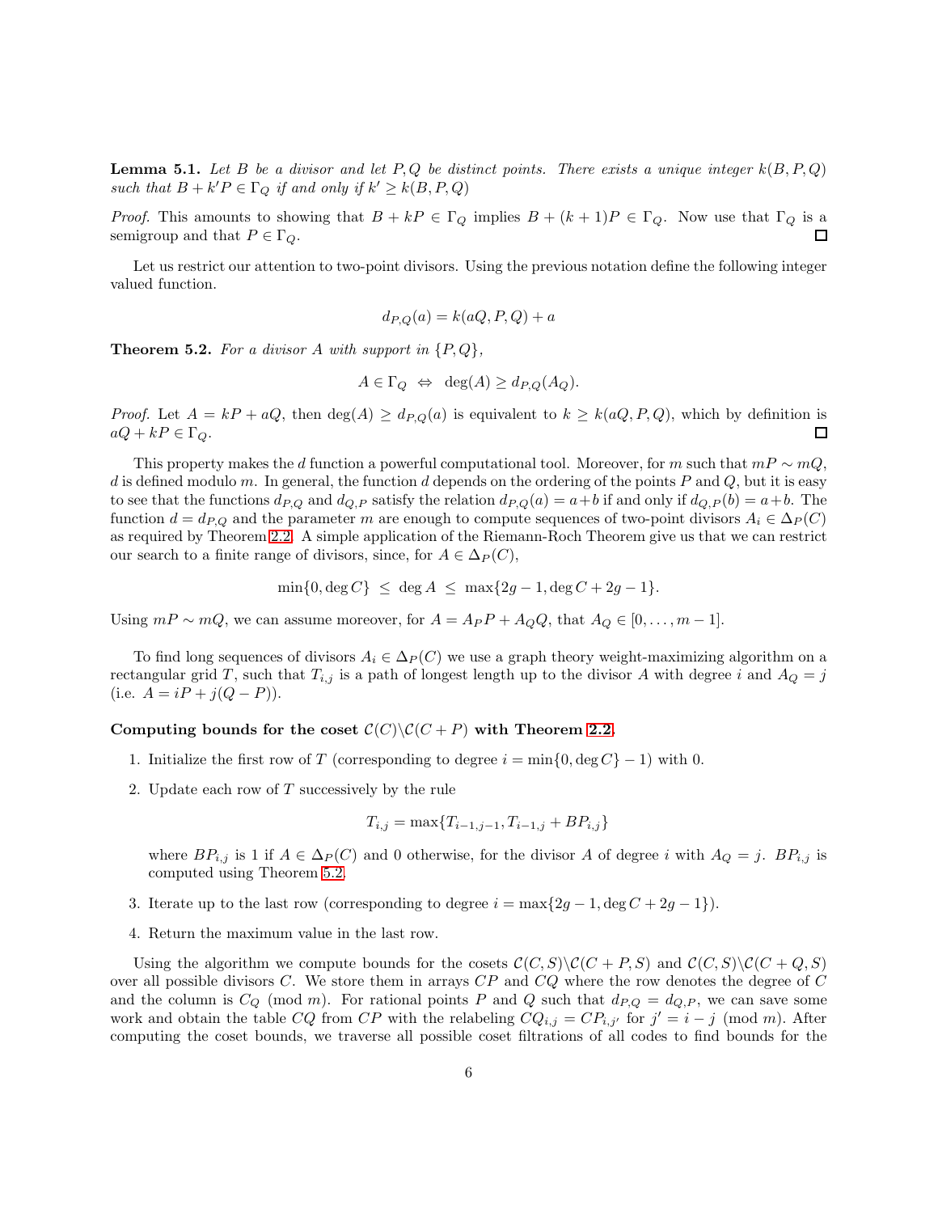**Lemma 5.1.** *Let $B$ be a divisor and let $P, Q$ be distinct points. There exists a unique integer $k(B,P,Q)$ such that $B + k'P \in \Gamma_Q$ if and only if $k' \geq k(B,P,Q)$*

*Proof.* This amounts to showing that $B + kP \in \Gamma_Q$ implies $B + (k+1)P \in \Gamma_Q$. Now use that $\Gamma_Q$ is a semigroup and that $P \in \Gamma_Q$. ◻

Let us restrict our attention to two-point divisors. Using the previous notation define the following integer valued function.

$$d_{P,Q}(a) = k(aQ, P, Q) + a$$

**Theorem 5.2.** *For a divisor $A$ with support in $\{P, Q\}$,*

$$A \in \Gamma_Q \;\Leftrightarrow\; \deg(A) \geq d_{P,Q}(A_Q).$$

*Proof.* Let $A = kP + aQ$, then $\deg(A) \geq d_{P,Q}(a)$ is equivalent to $k \geq k(aQ, P, Q)$, which by definition is $aQ + kP \in \Gamma_Q$. ◻

This property makes the $d$ function a powerful computational tool. Moreover, for $m$ such that $mP \sim mQ$, $d$ is defined modulo $m$. In general, the function $d$ depends on the ordering of the points $P$ and $Q$, but it is easy to see that the functions $d_{P,Q}$ and $d_{Q,P}$ satisfy the relation $d_{P,Q}(a) = a+b$ if and only if $d_{Q,P}(b) = a+b$. The function $d = d_{P,Q}$ and the parameter $m$ are enough to compute sequences of two-point divisors $A_i \in \Delta_P(C)$ as required by Theorem 2.2. A simple application of the Riemann-Roch Theorem give us that we can restrict our search to a finite range of divisors, since, for $A \in \Delta_P(C)$,

$$\min\{0, \deg C\} \;\leq\; \deg A \;\leq\; \max\{2g-1, \deg C + 2g - 1\}.$$

Using $mP \sim mQ$, we can assume moreover, for $A = A_P P + A_Q Q$, that $A_Q \in [0, \ldots, m-1]$.

To find long sequences of divisors $A_i \in \Delta_P(C)$ we use a graph theory weight-maximizing algorithm on a rectangular grid $T$, such that $T_{i,j}$ is a path of longest length up to the divisor $A$ with degree $i$ and $A_Q = j$ (i.e. $A = iP + j(Q-P)$).

**Computing bounds for the coset $\mathcal{C}(C) \backslash \mathcal{C}(C+P)$ with Theorem 2.2.**

1. Initialize the first row of $T$ (corresponding to degree $i = \min\{0, \deg C\} - 1$) with 0.
2. Update each row of $T$ successively by the rule

   $$T_{i,j} = \max\{T_{i-1,j-1}, T_{i-1,j} + BP_{i,j}\}$$

   where $BP_{i,j}$ is 1 if $A \in \Delta_P(C)$ and 0 otherwise, for the divisor $A$ of degree $i$ with $A_Q = j$. $BP_{i,j}$ is computed using Theorem 5.2.
3. Iterate up to the last row (corresponding to degree $i = \max\{2g-1, \deg C + 2g - 1\}$).
4. Return the maximum value in the last row.

Using the algorithm we compute bounds for the cosets $\mathcal{C}(C,S) \backslash \mathcal{C}(C+P,S)$ and $\mathcal{C}(C,S) \backslash \mathcal{C}(C+Q,S)$ over all possible divisors $C$. We store them in arrays $CP$ and $CQ$ where the row denotes the degree of $C$ and the column is $C_Q \pmod{m}$. For rational points $P$ and $Q$ such that $d_{P,Q} = d_{Q,P}$, we can save some work and obtain the table $CQ$ from $CP$ with the relabeling $CQ_{i,j} = CP_{i,j'}$ for $j' = i - j \pmod{m}$. After computing the coset bounds, we traverse all possible coset filtrations of all codes to find bounds for the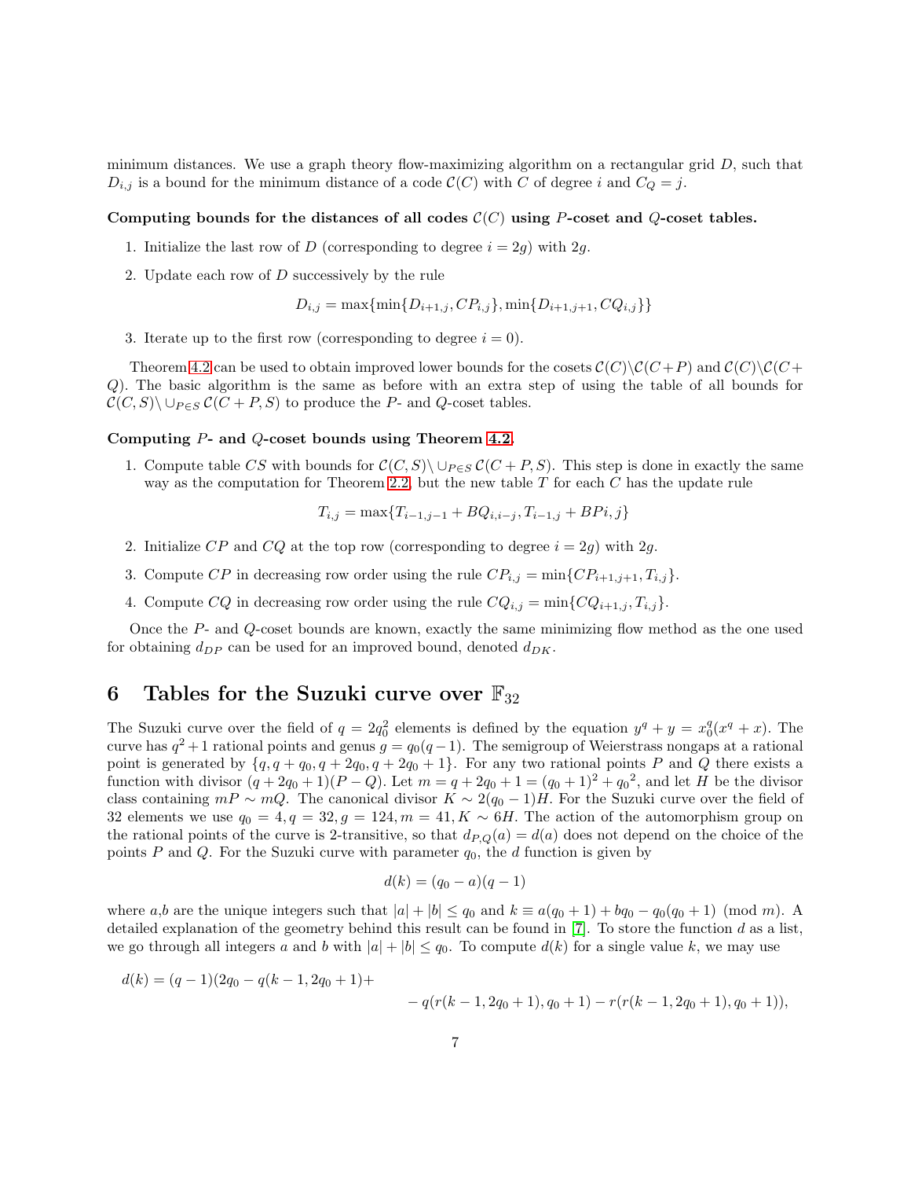minimum distances. We use a graph theory flow-maximizing algorithm on a rectangular grid $D$, such that $D_{i,j}$ is a bound for the minimum distance of a code $\mathcal{C}(C)$ with $C$ of degree $i$ and $C_Q = j$.

**Computing bounds for the distances of all codes $\mathcal{C}(C)$ using $P$-coset and $Q$-coset tables.**

1. Initialize the last row of $D$ (corresponding to degree $i = 2g$) with $2g$.
2. Update each row of $D$ successively by the rule

$$D_{i,j} = \max\{\min\{D_{i+1,j}, CP_{i,j}\}, \min\{D_{i+1,j+1}, CQ_{i,j}\}\}$$

3. Iterate up to the first row (corresponding to degree $i = 0$).

Theorem 4.2 can be used to obtain improved lower bounds for the cosets $\mathcal{C}(C)\backslash\mathcal{C}(C+P)$ and $\mathcal{C}(C)\backslash\mathcal{C}(C+Q)$. The basic algorithm is the same as before with an extra step of using the table of all bounds for $\mathcal{C}(C,S)\backslash\cup_{P\in S}\mathcal{C}(C+P,S)$ to produce the $P$- and $Q$-coset tables.

**Computing $P$- and $Q$-coset bounds using Theorem 4.2.**

1. Compute table $CS$ with bounds for $\mathcal{C}(C,S)\backslash\cup_{P\in S}\mathcal{C}(C+P,S)$. This step is done in exactly the same way as the computation for Theorem 2.2, but the new table $T$ for each $C$ has the update rule

$$T_{i,j} = \max\{T_{i-1,j-1} + BQ_{i,i-j}, T_{i-1,j} + BPi, j\}$$

2. Initialize $CP$ and $CQ$ at the top row (corresponding to degree $i = 2g$) with $2g$.
3. Compute $CP$ in decreasing row order using the rule $CP_{i,j} = \min\{CP_{i+1,j+1}, T_{i,j}\}$.
4. Compute $CQ$ in decreasing row order using the rule $CQ_{i,j} = \min\{CQ_{i+1,j}, T_{i,j}\}$.

Once the $P$- and $Q$-coset bounds are known, exactly the same minimizing flow method as the one used for obtaining $d_{DP}$ can be used for an improved bound, denoted $d_{DK}$.

## 6 Tables for the Suzuki curve over $\mathbb{F}_{32}$

The Suzuki curve over the field of $q = 2q_0^2$ elements is defined by the equation $y^q + y = x_0^q(x^q + x)$. The curve has $q^2+1$ rational points and genus $g = q_0(q-1)$. The semigroup of Weierstrass nongaps at a rational point is generated by $\{q, q+q_0, q+2q_0, q+2q_0+1\}$. For any two rational points $P$ and $Q$ there exists a function with divisor $(q+2q_0+1)(P-Q)$. Let $m = q+2q_0+1 = (q_0+1)^2 + {q_0}^2$, and let $H$ be the divisor class containing $mP \sim mQ$. The canonical divisor $K \sim 2(q_0-1)H$. For the Suzuki curve over the field of 32 elements we use $q_0 = 4, q = 32, g = 124, m = 41, K \sim 6H$. The action of the automorphism group on the rational points of the curve is 2-transitive, so that $d_{P,Q}(a) = d(a)$ does not depend on the choice of the points $P$ and $Q$. For the Suzuki curve with parameter $q_0$, the $d$ function is given by

$$d(k) = (q_0 - a)(q-1)$$

where $a$,$b$ are the unique integers such that $|a| + |b| \leq q_0$ and $k \equiv a(q_0+1) + bq_0 - q_0(q_0+1) \pmod{m}$. A detailed explanation of the geometry behind this result can be found in [7]. To store the function $d$ as a list, we go through all integers $a$ and $b$ with $|a| + |b| \leq q_0$. To compute $d(k)$ for a single value $k$, we may use

$$d(k) = (q-1)(2q_0 - q(k-1, 2q_0+1) + \\ - q(r(k-1, 2q_0+1), q_0+1) - r(r(k-1, 2q_0+1), q_0+1)),$$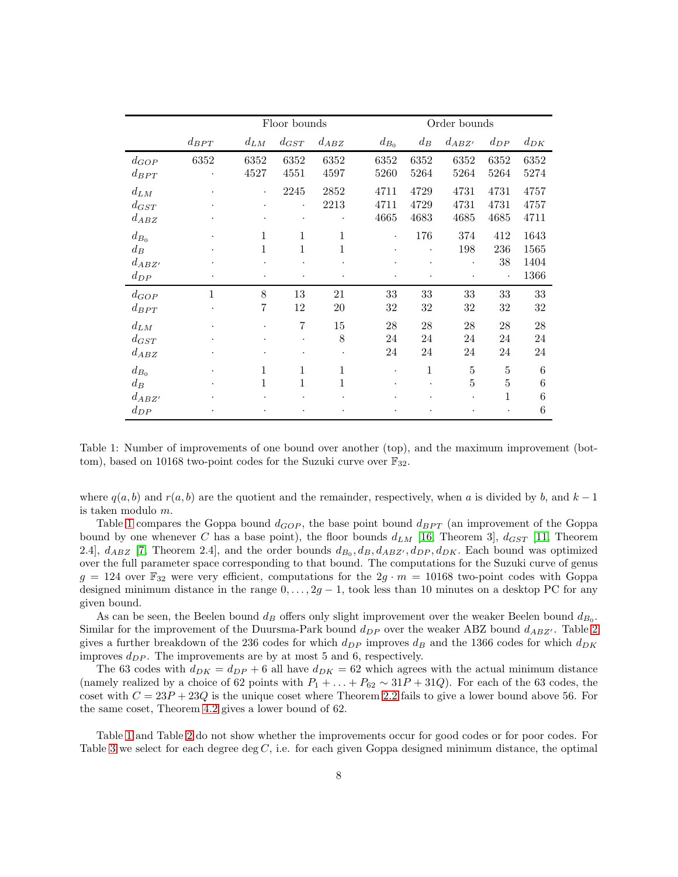|  | Floor bounds |  |  |  | Order bounds |  |  |  |  |
|---|---|---|---|---|---|---|---|---|---|
|  | $d_{BPT}$ | $d_{LM}$ | $d_{GST}$ | $d_{ABZ}$ | $d_{B_0}$ | $d_B$ | $d_{ABZ'}$ | $d_{DP}$ | $d_{DK}$ |
| $d_{GOP}$ | 6352 | 6352 | 6352 | 6352 | 6352 | 6352 | 6352 | 6352 | 6352 |
| $d_{BPT}$ | · | 4527 | 4551 | 4597 | 5260 | 5264 | 5264 | 5264 | 5274 |
| $d_{LM}$ | · | · | 2245 | 2852 | 4711 | 4729 | 4731 | 4731 | 4757 |
| $d_{GST}$ | · | · | · | 2213 | 4711 | 4729 | 4731 | 4731 | 4757 |
| $d_{ABZ}$ | · | · | · | · | 4665 | 4683 | 4685 | 4685 | 4711 |
| $d_{B_0}$ | · | 1 | 1 | 1 | · | 176 | 374 | 412 | 1643 |
| $d_B$ | · | 1 | 1 | 1 | · | · | 198 | 236 | 1565 |
| $d_{ABZ'}$ | · | · | · | · | · | · | · | 38 | 1404 |
| $d_{DP}$ | · | · | · | · | · | · | · | · | 1366 |
| $d_{GOP}$ | 1 | 8 | 13 | 21 | 33 | 33 | 33 | 33 | 33 |
| $d_{BPT}$ | · | 7 | 12 | 20 | 32 | 32 | 32 | 32 | 32 |
| $d_{LM}$ | · | · | 7 | 15 | 28 | 28 | 28 | 28 | 28 |
| $d_{GST}$ | · | · | · | 8 | 24 | 24 | 24 | 24 | 24 |
| $d_{ABZ}$ | · | · | · | · | 24 | 24 | 24 | 24 | 24 |
| $d_{B_0}$ | · | 1 | 1 | 1 | · | 1 | 5 | 5 | 6 |
| $d_B$ | · | 1 | 1 | 1 | · | · | 5 | 5 | 6 |
| $d_{ABZ'}$ | · | · | · | · | · | · | · | 1 | 6 |
| $d_{DP}$ | · | · | · | · | · | · | · | · | 6 |

Table 1: Number of improvements of one bound over another (top), and the maximum improvement (bottom), based on 10168 two-point codes for the Suzuki curve over $\mathbb{F}_{32}$.

where $q(a,b)$ and $r(a,b)$ are the quotient and the remainder, respectively, when $a$ is divided by $b$, and $k-1$ is taken modulo $m$.

Table 1 compares the Goppa bound $d_{GOP}$, the base point bound $d_{BPT}$ (an improvement of the Goppa bound by one whenever $C$ has a base point), the floor bounds $d_{LM}$ [16, Theorem 3], $d_{GST}$ [11, Theorem 2.4], $d_{ABZ}$ [7, Theorem 2.4], and the order bounds $d_{B_0}, d_B, d_{ABZ'}, d_{DP}, d_{DK}$. Each bound was optimized over the full parameter space corresponding to that bound. The computations for the Suzuki curve of genus $g = 124$ over $\mathbb{F}_{32}$ were very efficient, computations for the $2g \cdot m = 10168$ two-point codes with Goppa designed minimum distance in the range $0, \ldots, 2g-1$, took less than 10 minutes on a desktop PC for any given bound.

As can be seen, the Beelen bound $d_B$ offers only slight improvement over the weaker Beelen bound $d_{B_0}$. Similar for the improvement of the Duursma-Park bound $d_{DP}$ over the weaker ABZ bound $d_{ABZ'}$. Table 2 gives a further breakdown of the 236 codes for which $d_{DP}$ improves $d_B$ and the 1366 codes for which $d_{DK}$ improves $d_{DP}$. The improvements are by at most 5 and 6, respectively.

The 63 codes with $d_{DK} = d_{DP} + 6$ all have $d_{DK} = 62$ which agrees with the actual minimum distance (namely realized by a choice of 62 points with $P_1 + \ldots + P_{62} \sim 31P + 31Q$). For each of the 63 codes, the coset with $C = 23P + 23Q$ is the unique coset where Theorem 2.2 fails to give a lower bound above 56. For the same coset, Theorem 4.2 gives a lower bound of 62.

Table 1 and Table 2 do not show whether the improvements occur for good codes or for poor codes. For Table 3 we select for each degree $\deg C$, i.e. for each given Goppa designed minimum distance, the optimal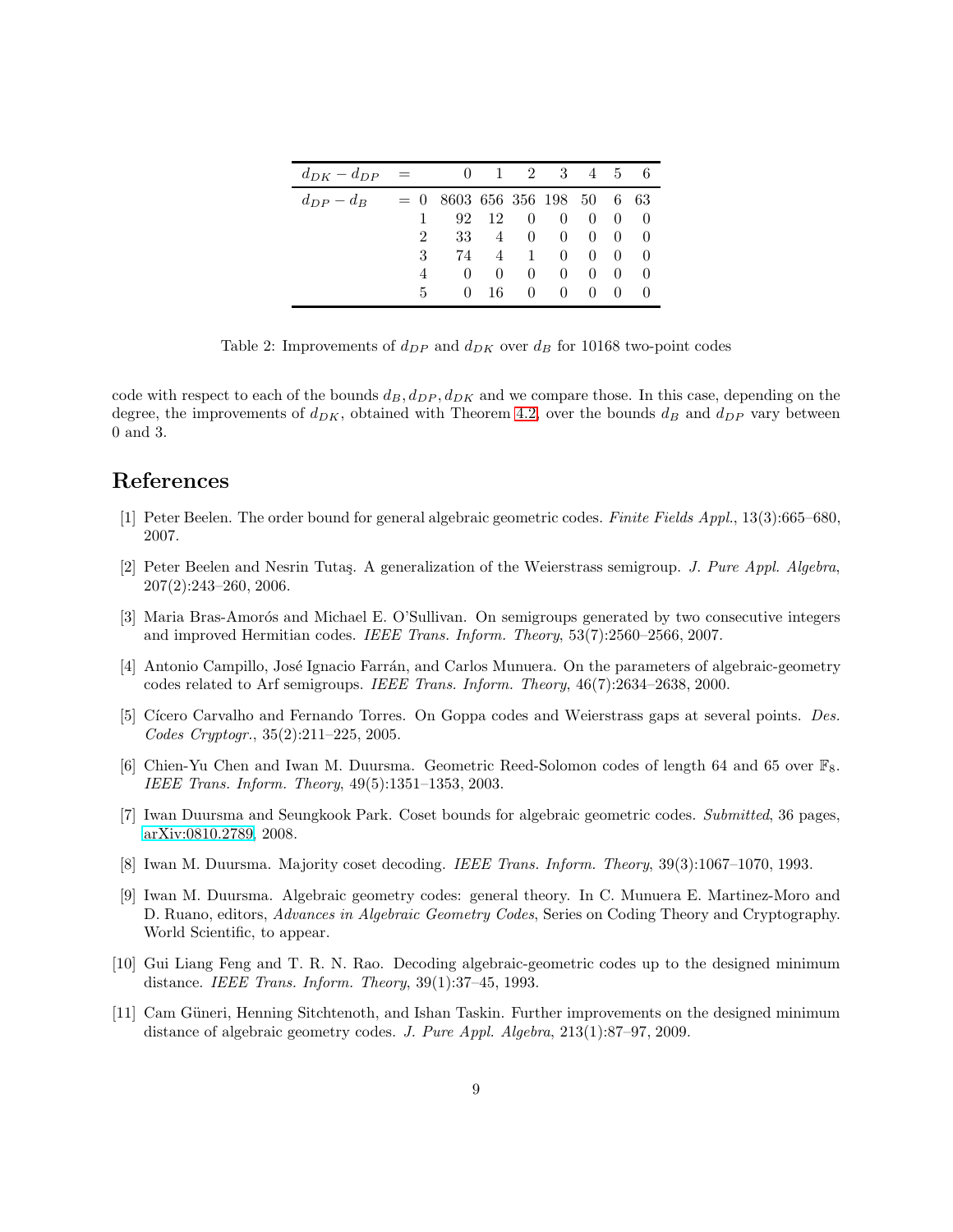| $d_{DK} - d_{DP}$ | = | 0 | 1 | 2 | 3 | 4 | 5 | 6 |
|---|---|---|---|---|---|---|---|---|
| $d_{DP} - d_B$ | = 0 | 8603 | 656 | 356 | 198 | 50 | 6 | 63 |
| | 1 | 92 | 12 | 0 | 0 | 0 | 0 | 0 |
| | 2 | 33 | 4 | 0 | 0 | 0 | 0 | 0 |
| | 3 | 74 | 4 | 1 | 0 | 0 | 0 | 0 |
| | 4 | 0 | 0 | 0 | 0 | 0 | 0 | 0 |
| | 5 | 0 | 16 | 0 | 0 | 0 | 0 | 0 |

Table 2: Improvements of $d_{DP}$ and $d_{DK}$ over $d_B$ for 10168 two-point codes

code with respect to each of the bounds $d_B, d_{DP}, d_{DK}$ and we compare those. In this case, depending on the degree, the improvements of $d_{DK}$, obtained with Theorem 4.2, over the bounds $d_B$ and $d_{DP}$ vary between 0 and 3.

## References

[1] Peter Beelen. The order bound for general algebraic geometric codes. *Finite Fields Appl.*, 13(3):665–680, 2007.

[2] Peter Beelen and Nesrin Tutaş. A generalization of the Weierstrass semigroup. *J. Pure Appl. Algebra*, 207(2):243–260, 2006.

[3] Maria Bras-Amorós and Michael E. O'Sullivan. On semigroups generated by two consecutive integers and improved Hermitian codes. *IEEE Trans. Inform. Theory*, 53(7):2560–2566, 2007.

[4] Antonio Campillo, José Ignacio Farrán, and Carlos Munuera. On the parameters of algebraic-geometry codes related to Arf semigroups. *IEEE Trans. Inform. Theory*, 46(7):2634–2638, 2000.

[5] Cícero Carvalho and Fernando Torres. On Goppa codes and Weierstrass gaps at several points. *Des. Codes Cryptogr.*, 35(2):211–225, 2005.

[6] Chien-Yu Chen and Iwan M. Duursma. Geometric Reed-Solomon codes of length 64 and 65 over $\mathbb{F}_8$. *IEEE Trans. Inform. Theory*, 49(5):1351–1353, 2003.

[7] Iwan Duursma and Seungkook Park. Coset bounds for algebraic geometric codes. *Submitted*, 36 pages, arXiv:0810.2789, 2008.

[8] Iwan M. Duursma. Majority coset decoding. *IEEE Trans. Inform. Theory*, 39(3):1067–1070, 1993.

[9] Iwan M. Duursma. Algebraic geometry codes: general theory. In C. Munuera E. Martinez-Moro and D. Ruano, editors, *Advances in Algebraic Geometry Codes*, Series on Coding Theory and Cryptography. World Scientific, to appear.

[10] Gui Liang Feng and T. R. N. Rao. Decoding algebraic-geometric codes up to the designed minimum distance. *IEEE Trans. Inform. Theory*, 39(1):37–45, 1993.

[11] Cam Güneri, Henning Sitchtenoth, and Ishan Taskin. Further improvements on the designed minimum distance of algebraic geometry codes. *J. Pure Appl. Algebra*, 213(1):87–97, 2009.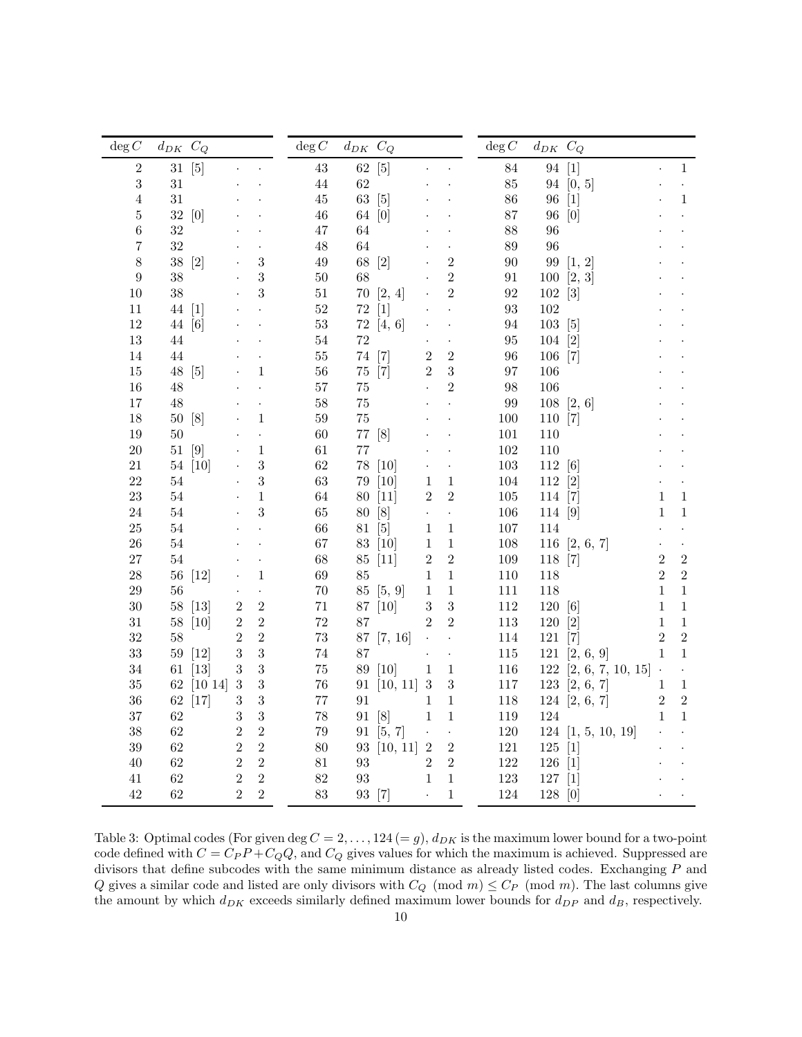| $\deg C$ | $d_{DK}$ | $C_Q$ | | | $\deg C$ | $d_{DK}$ | $C_Q$ | | | $\deg C$ | $d_{DK}$ | $C_Q$ | | |
|---|---|---|---|---|---|---|---|---|---|---|---|---|---|---|
| 2 | 31 | [5] | · | · | 43 | 62 | [5] | · | · | 84 | 94 | [1] | · | 1 |
| 3 | 31 | | · | · | 44 | 62 | | · | · | 85 | 94 | [0, 5] | · | · |
| 4 | 31 | | · | · | 45 | 63 | [5] | · | · | 86 | 96 | [1] | · | 1 |
| 5 | 32 | [0] | · | · | 46 | 64 | [0] | · | · | 87 | 96 | [0] | · | · |
| 6 | 32 | | · | · | 47 | 64 | | · | · | 88 | 96 | | · | · |
| 7 | 32 | | · | · | 48 | 64 | | · | · | 89 | 96 | | · | · |
| 8 | 38 | [2] | · | 3 | 49 | 68 | [2] | · | 2 | 90 | 99 | [1, 2] | · | · |
| 9 | 38 | | · | 3 | 50 | 68 | | · | 2 | 91 | 100 | [2, 3] | · | · |
| 10 | 38 | | · | 3 | 51 | 70 | [2, 4] | · | 2 | 92 | 102 | [3] | · | · |
| 11 | 44 | [1] | · | · | 52 | 72 | [1] | · | · | 93 | 102 | | · | · |
| 12 | 44 | [6] | · | · | 53 | 72 | [4, 6] | · | · | 94 | 103 | [5] | · | · |
| 13 | 44 | | · | · | 54 | 72 | | · | · | 95 | 104 | [2] | · | · |
| 14 | 44 | | · | · | 55 | 74 | [7] | 2 | 2 | 96 | 106 | [7] | · | · |
| 15 | 48 | [5] | · | 1 | 56 | 75 | [7] | 2 | 3 | 97 | 106 | | · | · |
| 16 | 48 | | · | · | 57 | 75 | | · | 2 | 98 | 106 | | · | · |
| 17 | 48 | | · | · | 58 | 75 | | · | · | 99 | 108 | [2, 6] | · | · |
| 18 | 50 | [8] | · | 1 | 59 | 75 | | · | · | 100 | 110 | [7] | · | · |
| 19 | 50 | | · | · | 60 | 77 | [8] | · | · | 101 | 110 | | · | · |
| 20 | 51 | [9] | · | 1 | 61 | 77 | | · | · | 102 | 110 | | · | · |
| 21 | 54 | [10] | · | 3 | 62 | 78 | [10] | · | · | 103 | 112 | [6] | · | · |
| 22 | 54 | | · | 3 | 63 | 79 | [10] | 1 | 1 | 104 | 112 | [2] | · | · |
| 23 | 54 | | · | 1 | 64 | 80 | [11] | 2 | 2 | 105 | 114 | [7] | 1 | 1 |
| 24 | 54 | | · | 3 | 65 | 80 | [8] | · | · | 106 | 114 | [9] | 1 | 1 |
| 25 | 54 | | · | · | 66 | 81 | [5] | 1 | 1 | 107 | 114 | | · | · |
| 26 | 54 | | · | · | 67 | 83 | [10] | 1 | 1 | 108 | 116 | [2, 6, 7] | · | · |
| 27 | 54 | | · | · | 68 | 85 | [11] | 2 | 2 | 109 | 118 | [7] | 2 | 2 |
| 28 | 56 | [12] | · | 1 | 69 | 85 | | 1 | 1 | 110 | 118 | | 2 | 2 |
| 29 | 56 | | · | · | 70 | 85 | [5, 9] | 1 | 1 | 111 | 118 | | 1 | 1 |
| 30 | 58 | [13] | 2 | 2 | 71 | 87 | [10] | 3 | 3 | 112 | 120 | [6] | 1 | 1 |
| 31 | 58 | [10] | 2 | 2 | 72 | 87 | | 2 | 2 | 113 | 120 | [2] | 1 | 1 |
| 32 | 58 | | 2 | 2 | 73 | 87 | [7, 16] | · | · | 114 | 121 | [7] | 2 | 2 |
| 33 | 59 | [12] | 3 | 3 | 74 | 87 | | · | · | 115 | 121 | [2, 6, 9] | 1 | 1 |
| 34 | 61 | [13] | 3 | 3 | 75 | 89 | [10] | 1 | 1 | 116 | 122 | [2, 6, 7, 10, 15] | · | · |
| 35 | 62 | [10 14] | 3 | 3 | 76 | 91 | [10, 11] | 3 | 3 | 117 | 123 | [2, 6, 7] | 1 | 1 |
| 36 | 62 | [17] | 3 | 3 | 77 | 91 | | 1 | 1 | 118 | 124 | [2, 6, 7] | 2 | 2 |
| 37 | 62 | | 3 | 3 | 78 | 91 | [8] | 1 | 1 | 119 | 124 | | 1 | 1 |
| 38 | 62 | | 2 | 2 | 79 | 91 | [5, 7] | · | · | 120 | 124 | [1, 5, 10, 19] | · | · |
| 39 | 62 | | 2 | 2 | 80 | 93 | [10, 11] | 2 | 2 | 121 | 125 | [1] | · | · |
| 40 | 62 | | 2 | 2 | 81 | 93 | | 2 | 2 | 122 | 126 | [1] | · | · |
| 41 | 62 | | 2 | 2 | 82 | 93 | | 1 | 1 | 123 | 127 | [1] | · | · |
| 42 | 62 | | 2 | 2 | 83 | 93 | [7] | · | 1 | 124 | 128 | [0] | · | · |

Table 3: Optimal codes (For given $\deg C = 2, \ldots, 124\,(= g)$, $d_{DK}$ is the maximum lower bound for a two-point code defined with $C = C_P P + C_Q Q$, and $C_Q$ gives values for which the maximum is achieved. Suppressed are divisors that define subcodes with the same minimum distance as already listed codes. Exchanging $P$ and $Q$ gives a similar code and listed are only divisors with $C_Q \pmod{m} \leq C_P \pmod{m}$. The last columns give the amount by which $d_{DK}$ exceeds similarly defined maximum lower bounds for $d_{DP}$ and $d_B$, respectively.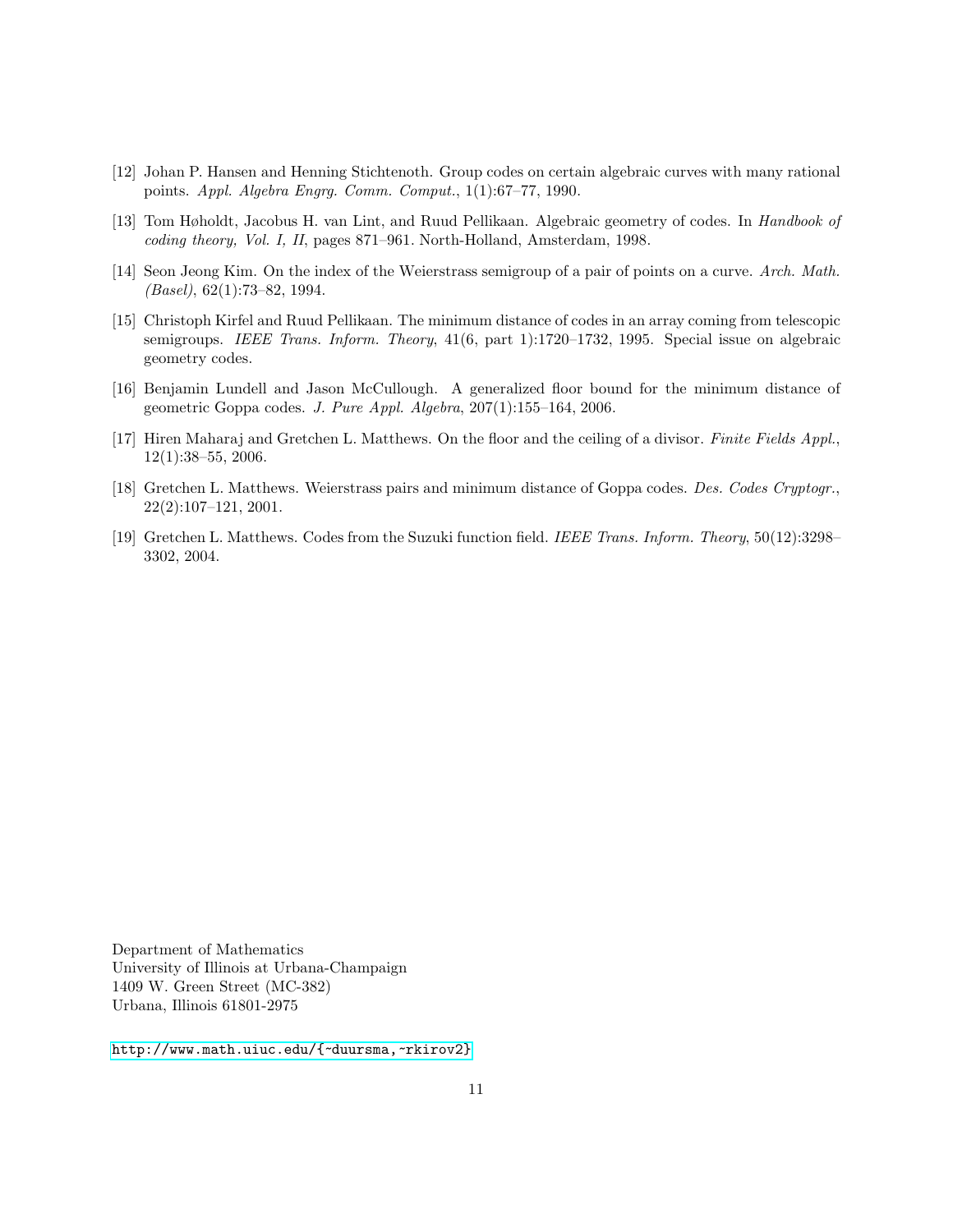[12] Johan P. Hansen and Henning Stichtenoth. Group codes on certain algebraic curves with many rational points. *Appl. Algebra Engrg. Comm. Comput.*, 1(1):67–77, 1990.

[13] Tom Høholdt, Jacobus H. van Lint, and Ruud Pellikaan. Algebraic geometry of codes. In *Handbook of coding theory, Vol. I, II*, pages 871–961. North-Holland, Amsterdam, 1998.

[14] Seon Jeong Kim. On the index of the Weierstrass semigroup of a pair of points on a curve. *Arch. Math. (Basel)*, 62(1):73–82, 1994.

[15] Christoph Kirfel and Ruud Pellikaan. The minimum distance of codes in an array coming from telescopic semigroups. *IEEE Trans. Inform. Theory*, 41(6, part 1):1720–1732, 1995. Special issue on algebraic geometry codes.

[16] Benjamin Lundell and Jason McCullough. A generalized floor bound for the minimum distance of geometric Goppa codes. *J. Pure Appl. Algebra*, 207(1):155–164, 2006.

[17] Hiren Maharaj and Gretchen L. Matthews. On the floor and the ceiling of a divisor. *Finite Fields Appl.*, 12(1):38–55, 2006.

[18] Gretchen L. Matthews. Weierstrass pairs and minimum distance of Goppa codes. *Des. Codes Cryptogr.*, 22(2):107–121, 2001.

[19] Gretchen L. Matthews. Codes from the Suzuki function field. *IEEE Trans. Inform. Theory*, 50(12):3298–3302, 2004.

Department of Mathematics
University of Illinois at Urbana-Champaign
1409 W. Green Street (MC-382)
Urbana, Illinois 61801-2975

http://www.math.uiuc.edu/{~duursma,~rkirov2}